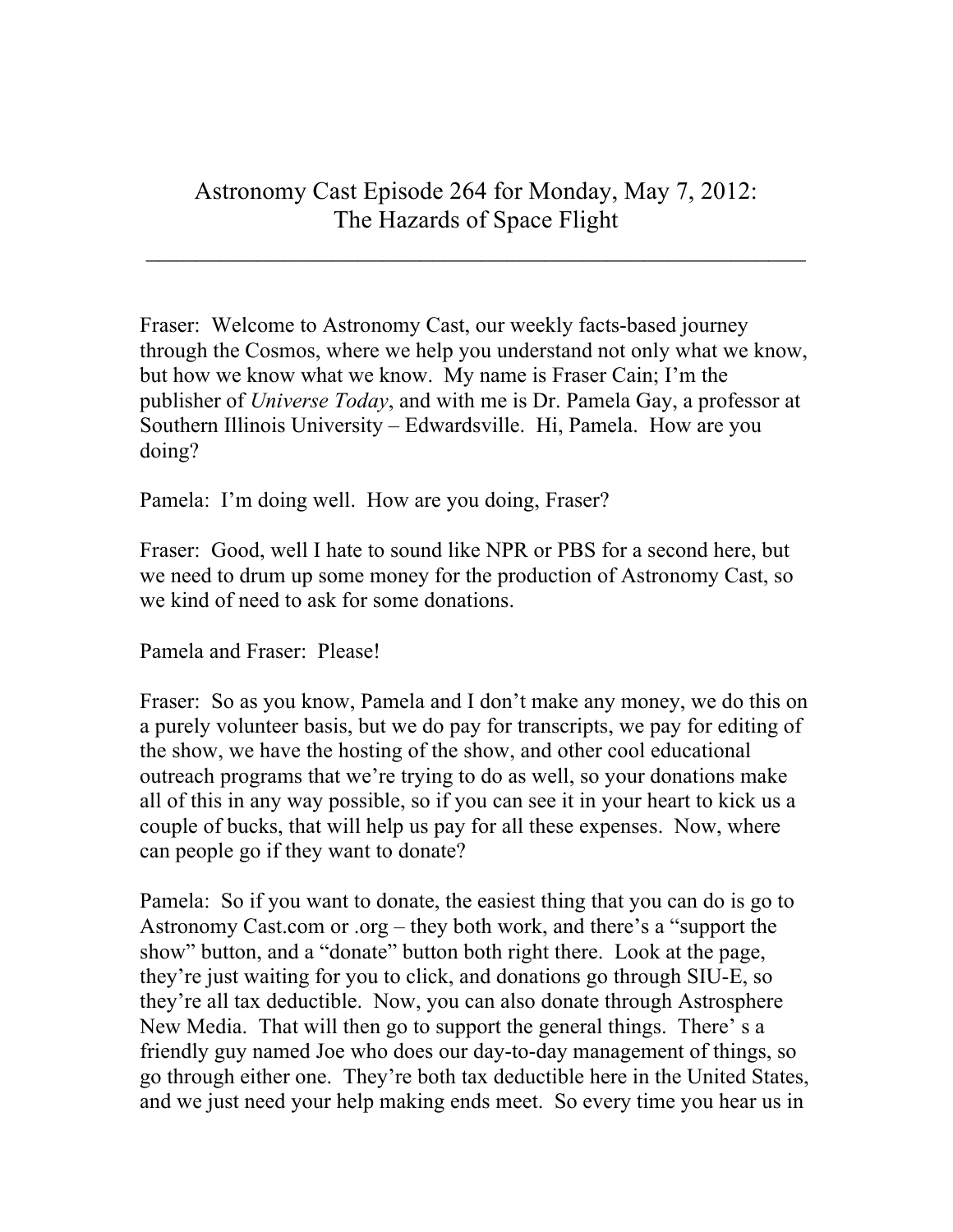# Astronomy Cast Episode 264 for Monday, May 7, 2012: The Hazards of Space Flight

---

Fraser: Welcome to Astronomy Cast, our weekly facts-based journey through the Cosmos, where we help you understand not only what we know, but how we know what we know. My name is Fraser Cain; I'm the publisher of *Universe Today*, and with me is Dr. Pamela Gay, a professor at Southern Illinois University – Edwardsville. Hi, Pamela. How are you doing?

Pamela: I'm doing well. How are you doing, Fraser?

Fraser: Good, well I hate to sound like NPR or PBS for a second here, but we need to drum up some money for the production of Astronomy Cast, so we kind of need to ask for some donations.

Pamela and Fraser: Please!

Fraser: So as you know, Pamela and I don't make any money, we do this on a purely volunteer basis, but we do pay for transcripts, we pay for editing of the show, we have the hosting of the show, and other cool educational outreach programs that we're trying to do as well, so your donations make all of this in any way possible, so if you can see it in your heart to kick us a couple of bucks, that will help us pay for all these expenses. Now, where can people go if they want to donate?

Pamela: So if you want to donate, the easiest thing that you can do is go to Astronomy Cast.com or .org – they both work, and there's a "support the show" button, and a "donate" button both right there. Look at the page, they're just waiting for you to click, and donations go through SIU-E, so they're all tax deductible. Now, you can also donate through Astrosphere New Media. That will then go to support the general things. There' s a friendly guy named Joe who does our day-to-day management of things, so go through either one. They're both tax deductible here in the United States, and we just need your help making ends meet. So every time you hear us in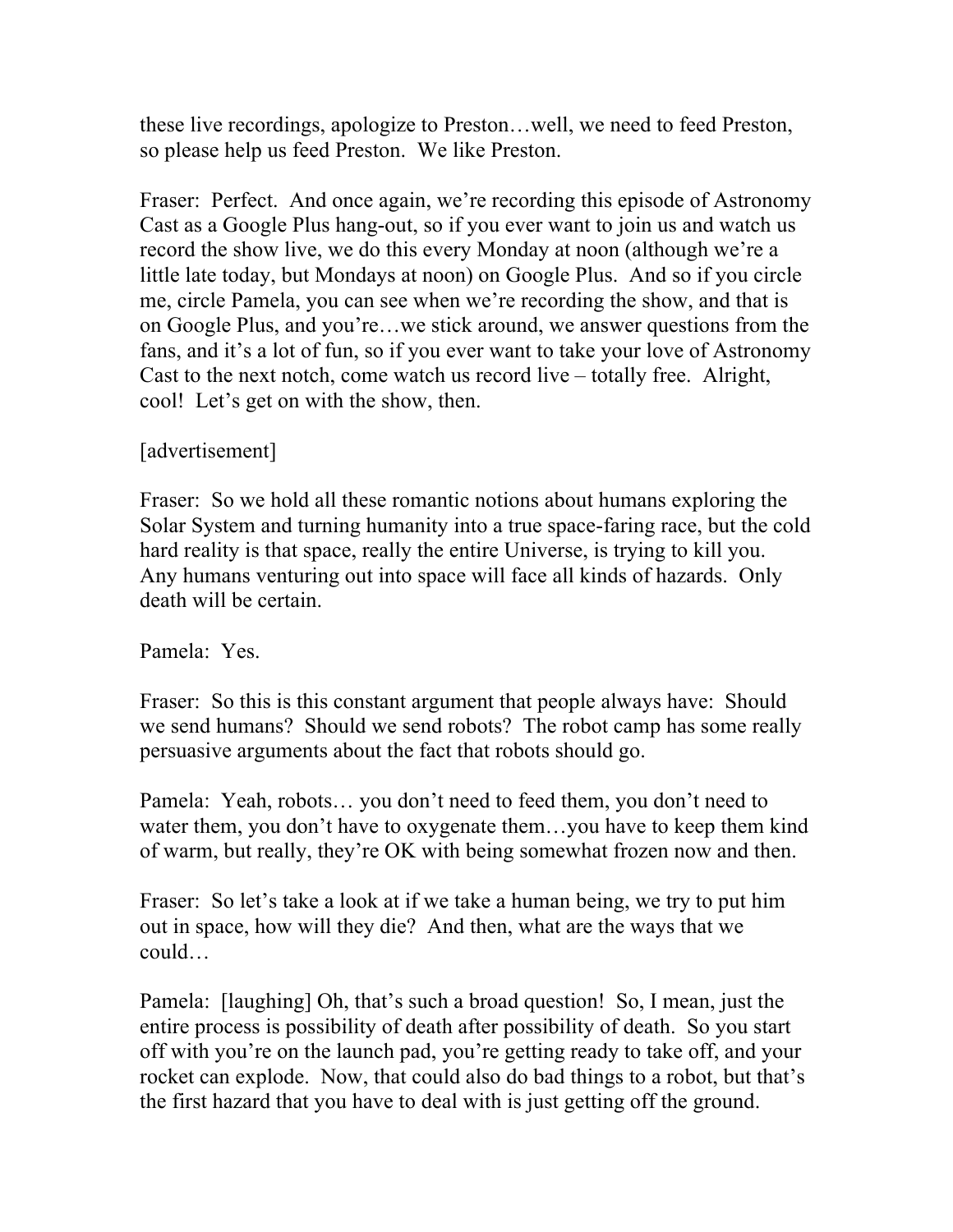these live recordings, apologize to Preston…well, we need to feed Preston, so please help us feed Preston. We like Preston.

Fraser: Perfect. And once again, we're recording this episode of Astronomy Cast as a Google Plus hang-out, so if you ever want to join us and watch us record the show live, we do this every Monday at noon (although we're a little late today, but Mondays at noon) on Google Plus. And so if you circle me, circle Pamela, you can see when we're recording the show, and that is on Google Plus, and you're…we stick around, we answer questions from the fans, and it's a lot of fun, so if you ever want to take your love of Astronomy Cast to the next notch, come watch us record live – totally free. Alright, cool! Let's get on with the show, then.

[advertisement]

Fraser: So we hold all these romantic notions about humans exploring the Solar System and turning humanity into a true space-faring race, but the cold hard reality is that space, really the entire Universe, is trying to kill you. Any humans venturing out into space will face all kinds of hazards. Only death will be certain.

Pamela: Yes.

Fraser: So this is this constant argument that people always have: Should we send humans? Should we send robots? The robot camp has some really persuasive arguments about the fact that robots should go.

Pamela: Yeah, robots… you don't need to feed them, you don't need to water them, you don't have to oxygenate them…you have to keep them kind of warm, but really, they're OK with being somewhat frozen now and then.

Fraser: So let's take a look at if we take a human being, we try to put him out in space, how will they die? And then, what are the ways that we could…

Pamela: [laughing] Oh, that's such a broad question! So, I mean, just the entire process is possibility of death after possibility of death. So you start off with you're on the launch pad, you're getting ready to take off, and your rocket can explode. Now, that could also do bad things to a robot, but that's the first hazard that you have to deal with is just getting off the ground.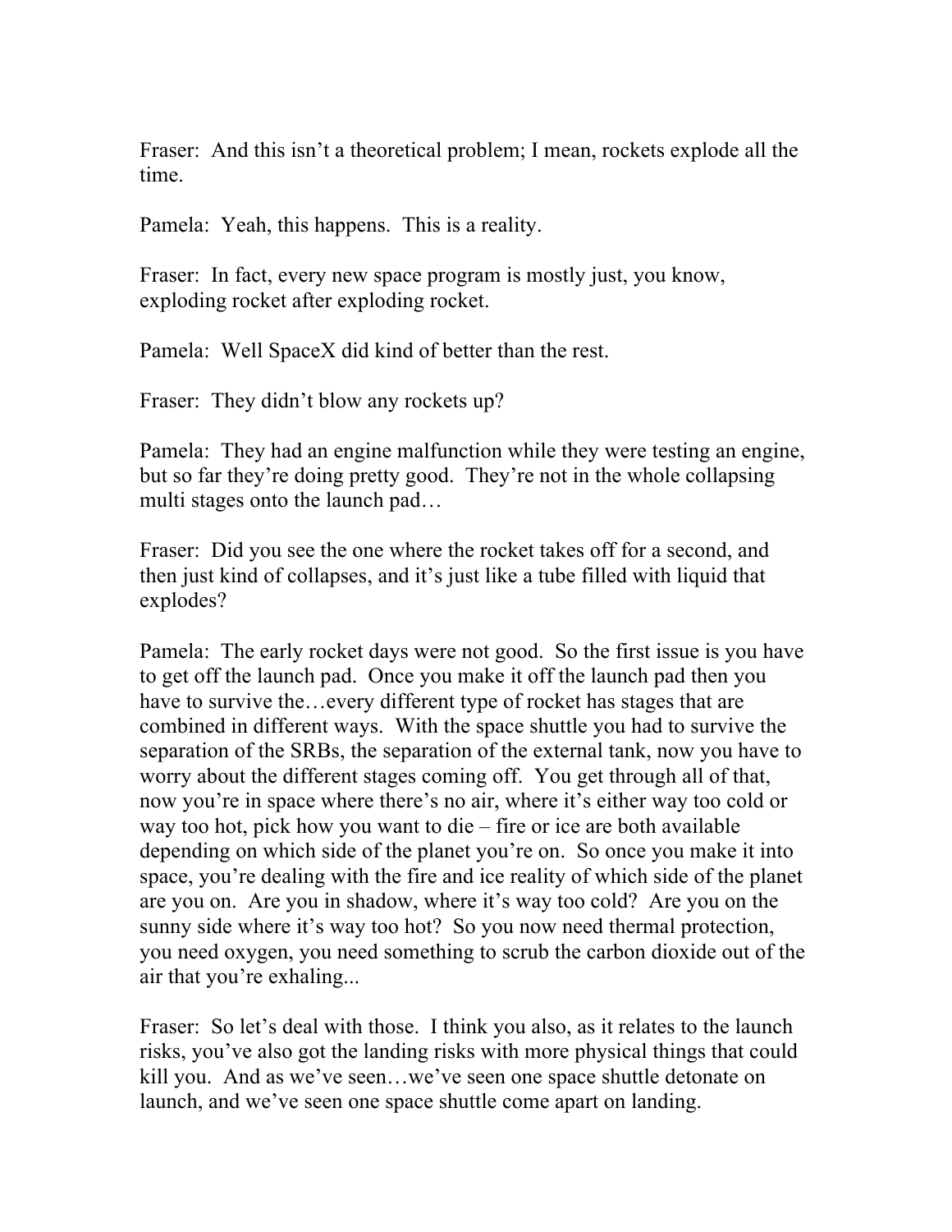Fraser: And this isn't a theoretical problem; I mean, rockets explode all the time.

Pamela: Yeah, this happens. This is a reality.

Fraser: In fact, every new space program is mostly just, you know, exploding rocket after exploding rocket.

Pamela: Well SpaceX did kind of better than the rest.

Fraser: They didn't blow any rockets up?

Pamela: They had an engine malfunction while they were testing an engine, but so far they're doing pretty good. They're not in the whole collapsing multi stages onto the launch pad…

Fraser: Did you see the one where the rocket takes off for a second, and then just kind of collapses, and it's just like a tube filled with liquid that explodes?

Pamela: The early rocket days were not good. So the first issue is you have to get off the launch pad. Once you make it off the launch pad then you have to survive the…every different type of rocket has stages that are combined in different ways. With the space shuttle you had to survive the separation of the SRBs, the separation of the external tank, now you have to worry about the different stages coming off. You get through all of that, now you're in space where there's no air, where it's either way too cold or way too hot, pick how you want to die – fire or ice are both available depending on which side of the planet you're on. So once you make it into space, you're dealing with the fire and ice reality of which side of the planet are you on. Are you in shadow, where it's way too cold? Are you on the sunny side where it's way too hot? So you now need thermal protection, you need oxygen, you need something to scrub the carbon dioxide out of the air that you're exhaling...

Fraser: So let's deal with those. I think you also, as it relates to the launch risks, you've also got the landing risks with more physical things that could kill you. And as we've seen…we've seen one space shuttle detonate on launch, and we've seen one space shuttle come apart on landing.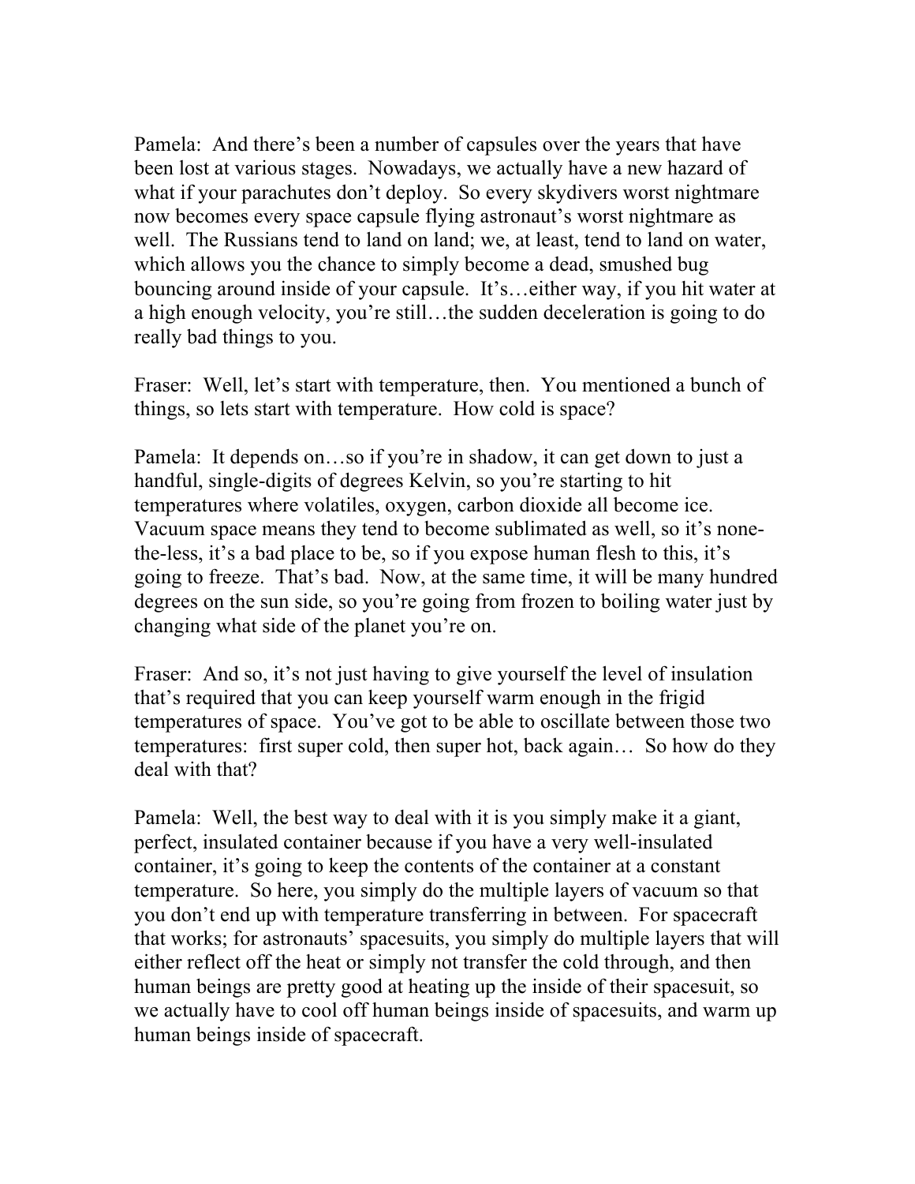Pamela: And there's been a number of capsules over the years that have been lost at various stages. Nowadays, we actually have a new hazard of what if your parachutes don't deploy. So every skydivers worst nightmare now becomes every space capsule flying astronaut's worst nightmare as well. The Russians tend to land on land; we, at least, tend to land on water, which allows you the chance to simply become a dead, smushed bug bouncing around inside of your capsule. It's…either way, if you hit water at a high enough velocity, you're still…the sudden deceleration is going to do really bad things to you.

Fraser: Well, let's start with temperature, then. You mentioned a bunch of things, so lets start with temperature. How cold is space?

Pamela: It depends on…so if you're in shadow, it can get down to just a handful, single-digits of degrees Kelvin, so you're starting to hit temperatures where volatiles, oxygen, carbon dioxide all become ice. Vacuum space means they tend to become sublimated as well, so it's none-the-less, it's a bad place to be, so if you expose human flesh to this, it's going to freeze. That's bad. Now, at the same time, it will be many hundred degrees on the sun side, so you're going from frozen to boiling water just by changing what side of the planet you're on.

Fraser: And so, it's not just having to give yourself the level of insulation that's required that you can keep yourself warm enough in the frigid temperatures of space. You've got to be able to oscillate between those two temperatures: first super cold, then super hot, back again… So how do they deal with that?

Pamela: Well, the best way to deal with it is you simply make it a giant, perfect, insulated container because if you have a very well-insulated container, it's going to keep the contents of the container at a constant temperature. So here, you simply do the multiple layers of vacuum so that you don't end up with temperature transferring in between. For spacecraft that works; for astronauts' spacesuits, you simply do multiple layers that will either reflect off the heat or simply not transfer the cold through, and then human beings are pretty good at heating up the inside of their spacesuit, so we actually have to cool off human beings inside of spacesuits, and warm up human beings inside of spacecraft.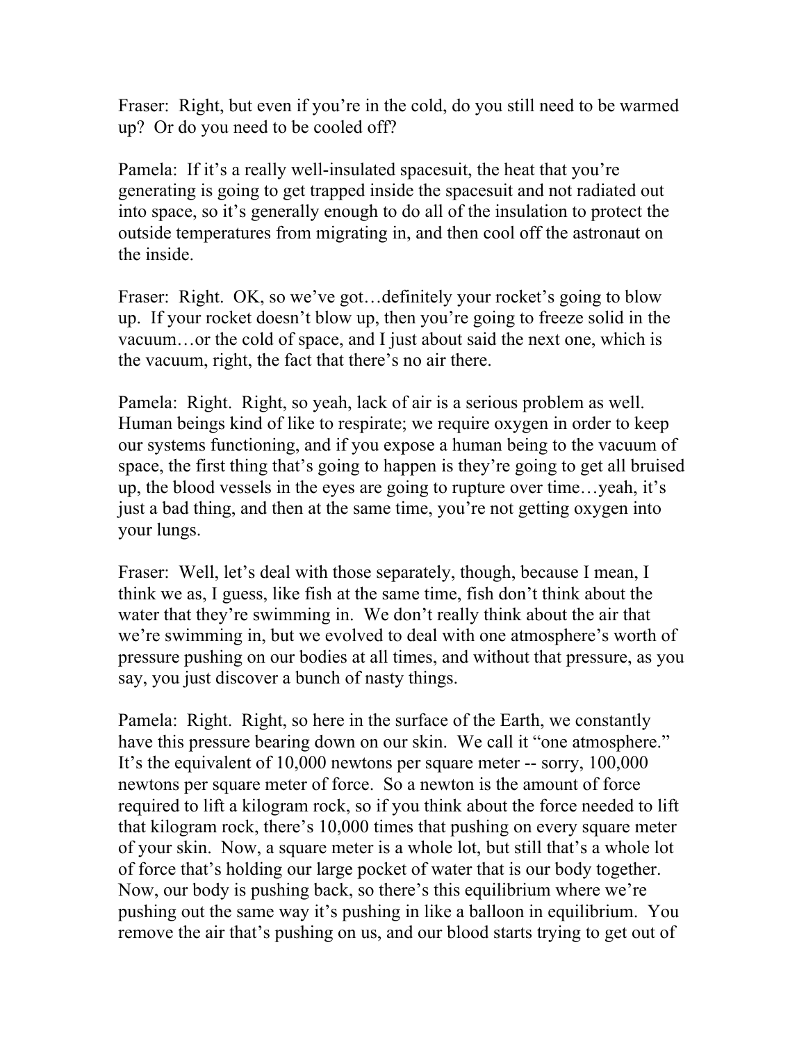Fraser: Right, but even if you're in the cold, do you still need to be warmed up? Or do you need to be cooled off?

Pamela: If it's a really well-insulated spacesuit, the heat that you're generating is going to get trapped inside the spacesuit and not radiated out into space, so it's generally enough to do all of the insulation to protect the outside temperatures from migrating in, and then cool off the astronaut on the inside.

Fraser: Right. OK, so we've got…definitely your rocket's going to blow up. If your rocket doesn't blow up, then you're going to freeze solid in the vacuum…or the cold of space, and I just about said the next one, which is the vacuum, right, the fact that there's no air there.

Pamela: Right. Right, so yeah, lack of air is a serious problem as well. Human beings kind of like to respirate; we require oxygen in order to keep our systems functioning, and if you expose a human being to the vacuum of space, the first thing that's going to happen is they're going to get all bruised up, the blood vessels in the eyes are going to rupture over time…yeah, it's just a bad thing, and then at the same time, you're not getting oxygen into your lungs.

Fraser: Well, let's deal with those separately, though, because I mean, I think we as, I guess, like fish at the same time, fish don't think about the water that they're swimming in. We don't really think about the air that we're swimming in, but we evolved to deal with one atmosphere's worth of pressure pushing on our bodies at all times, and without that pressure, as you say, you just discover a bunch of nasty things.

Pamela: Right. Right, so here in the surface of the Earth, we constantly have this pressure bearing down on our skin. We call it "one atmosphere." It's the equivalent of 10,000 newtons per square meter -- sorry, 100,000 newtons per square meter of force. So a newton is the amount of force required to lift a kilogram rock, so if you think about the force needed to lift that kilogram rock, there's 10,000 times that pushing on every square meter of your skin. Now, a square meter is a whole lot, but still that's a whole lot of force that's holding our large pocket of water that is our body together. Now, our body is pushing back, so there's this equilibrium where we're pushing out the same way it's pushing in like a balloon in equilibrium. You remove the air that's pushing on us, and our blood starts trying to get out of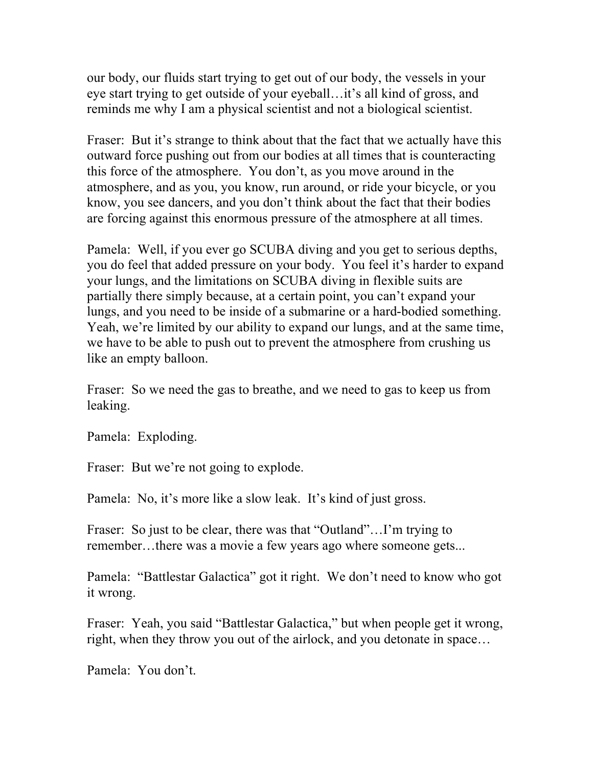our body, our fluids start trying to get out of our body, the vessels in your eye start trying to get outside of your eyeball…it's all kind of gross, and reminds me why I am a physical scientist and not a biological scientist.

Fraser: But it's strange to think about that the fact that we actually have this outward force pushing out from our bodies at all times that is counteracting this force of the atmosphere. You don't, as you move around in the atmosphere, and as you, you know, run around, or ride your bicycle, or you know, you see dancers, and you don't think about the fact that their bodies are forcing against this enormous pressure of the atmosphere at all times.

Pamela: Well, if you ever go SCUBA diving and you get to serious depths, you do feel that added pressure on your body. You feel it's harder to expand your lungs, and the limitations on SCUBA diving in flexible suits are partially there simply because, at a certain point, you can't expand your lungs, and you need to be inside of a submarine or a hard-bodied something. Yeah, we're limited by our ability to expand our lungs, and at the same time, we have to be able to push out to prevent the atmosphere from crushing us like an empty balloon.

Fraser: So we need the gas to breathe, and we need to gas to keep us from leaking.

Pamela: Exploding.

Fraser: But we're not going to explode.

Pamela: No, it's more like a slow leak. It's kind of just gross.

Fraser: So just to be clear, there was that "Outland"…I'm trying to remember…there was a movie a few years ago where someone gets...

Pamela: "Battlestar Galactica" got it right. We don't need to know who got it wrong.

Fraser: Yeah, you said "Battlestar Galactica," but when people get it wrong, right, when they throw you out of the airlock, and you detonate in space…

Pamela: You don't.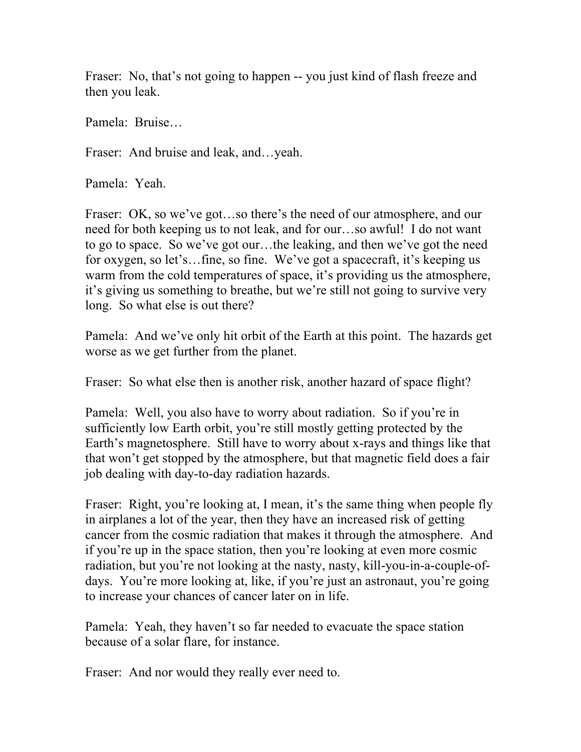Fraser: No, that's not going to happen -- you just kind of flash freeze and then you leak.

Pamela: Bruise…

Fraser: And bruise and leak, and…yeah.

Pamela: Yeah.

Fraser: OK, so we've got…so there's the need of our atmosphere, and our need for both keeping us to not leak, and for our…so awful! I do not want to go to space. So we've got our…the leaking, and then we've got the need for oxygen, so let's…fine, so fine. We've got a spacecraft, it's keeping us warm from the cold temperatures of space, it's providing us the atmosphere, it's giving us something to breathe, but we're still not going to survive very long. So what else is out there?

Pamela: And we've only hit orbit of the Earth at this point. The hazards get worse as we get further from the planet.

Fraser: So what else then is another risk, another hazard of space flight?

Pamela: Well, you also have to worry about radiation. So if you're in sufficiently low Earth orbit, you're still mostly getting protected by the Earth's magnetosphere. Still have to worry about x-rays and things like that that won't get stopped by the atmosphere, but that magnetic field does a fair job dealing with day-to-day radiation hazards.

Fraser: Right, you're looking at, I mean, it's the same thing when people fly in airplanes a lot of the year, then they have an increased risk of getting cancer from the cosmic radiation that makes it through the atmosphere. And if you're up in the space station, then you're looking at even more cosmic radiation, but you're not looking at the nasty, nasty, kill-you-in-a-couple-of-days. You're more looking at, like, if you're just an astronaut, you're going to increase your chances of cancer later on in life.

Pamela: Yeah, they haven't so far needed to evacuate the space station because of a solar flare, for instance.

Fraser: And nor would they really ever need to.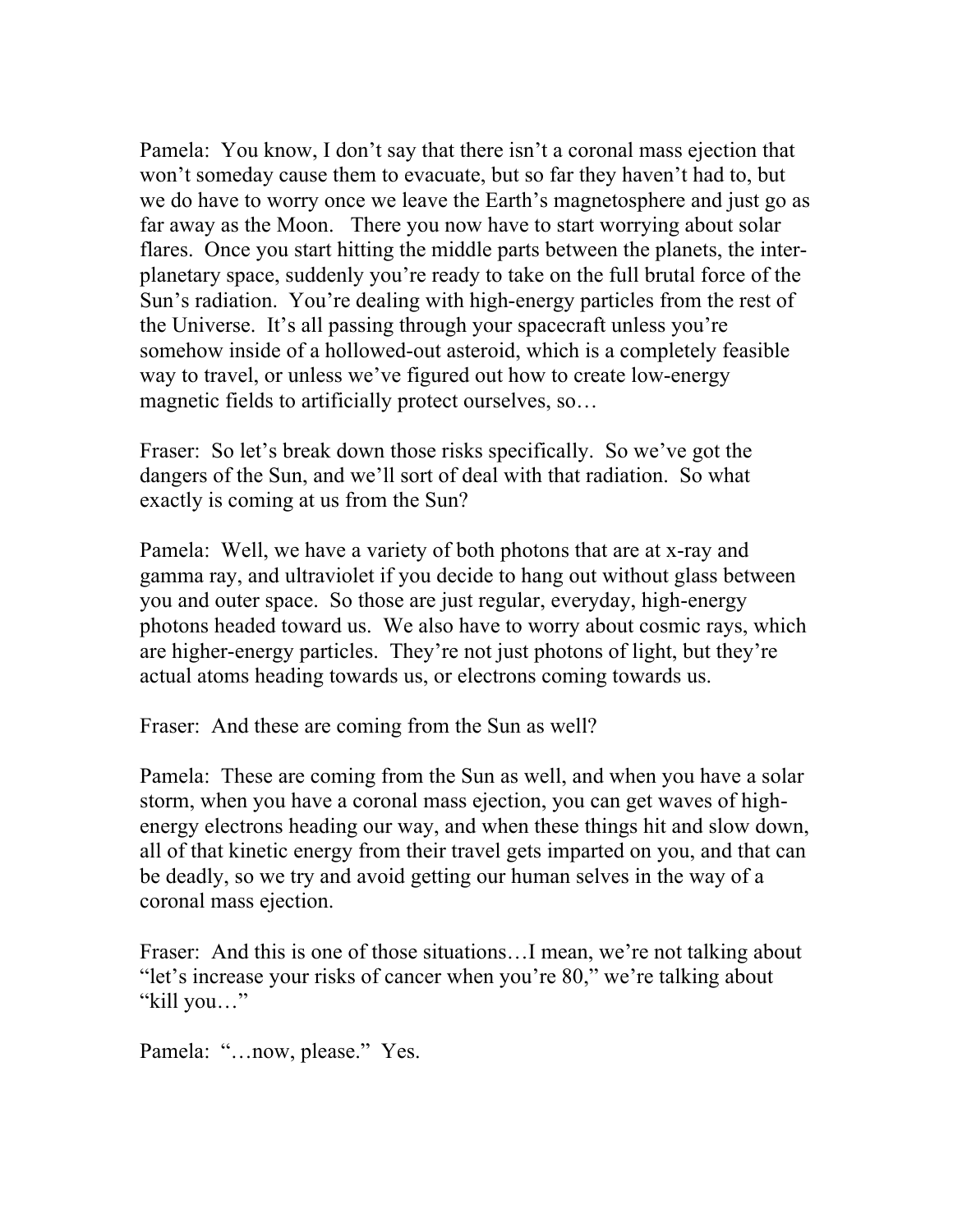Pamela: You know, I don't say that there isn't a coronal mass ejection that won't someday cause them to evacuate, but so far they haven't had to, but we do have to worry once we leave the Earth's magnetosphere and just go as far away as the Moon. There you now have to start worrying about solar flares. Once you start hitting the middle parts between the planets, the inter-planetary space, suddenly you're ready to take on the full brutal force of the Sun's radiation. You're dealing with high-energy particles from the rest of the Universe. It's all passing through your spacecraft unless you're somehow inside of a hollowed-out asteroid, which is a completely feasible way to travel, or unless we've figured out how to create low-energy magnetic fields to artificially protect ourselves, so…

Fraser: So let's break down those risks specifically. So we've got the dangers of the Sun, and we'll sort of deal with that radiation. So what exactly is coming at us from the Sun?

Pamela: Well, we have a variety of both photons that are at x-ray and gamma ray, and ultraviolet if you decide to hang out without glass between you and outer space. So those are just regular, everyday, high-energy photons headed toward us. We also have to worry about cosmic rays, which are higher-energy particles. They're not just photons of light, but they're actual atoms heading towards us, or electrons coming towards us.

Fraser: And these are coming from the Sun as well?

Pamela: These are coming from the Sun as well, and when you have a solar storm, when you have a coronal mass ejection, you can get waves of high-energy electrons heading our way, and when these things hit and slow down, all of that kinetic energy from their travel gets imparted on you, and that can be deadly, so we try and avoid getting our human selves in the way of a coronal mass ejection.

Fraser: And this is one of those situations…I mean, we're not talking about "let's increase your risks of cancer when you're 80," we're talking about "kill you…"

Pamela: "…now, please." Yes.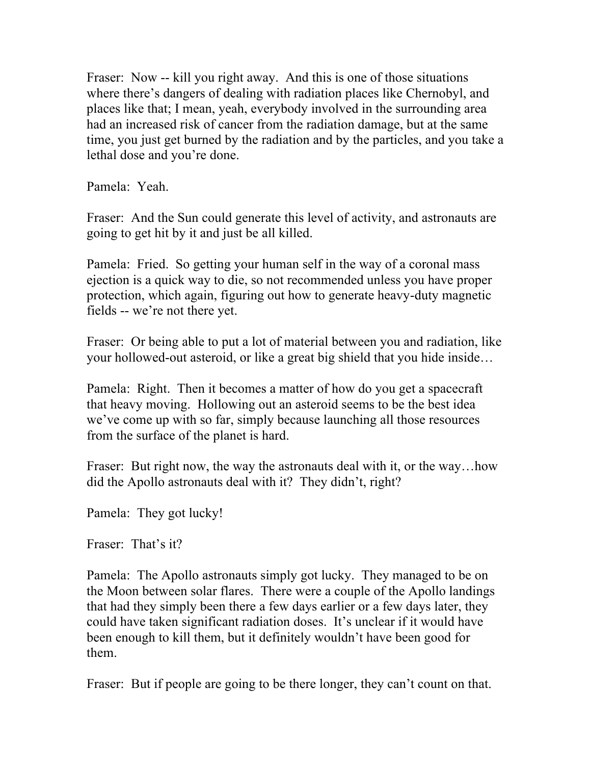Fraser: Now -- kill you right away. And this is one of those situations where there's dangers of dealing with radiation places like Chernobyl, and places like that; I mean, yeah, everybody involved in the surrounding area had an increased risk of cancer from the radiation damage, but at the same time, you just get burned by the radiation and by the particles, and you take a lethal dose and you're done.

Pamela: Yeah.

Fraser: And the Sun could generate this level of activity, and astronauts are going to get hit by it and just be all killed.

Pamela: Fried. So getting your human self in the way of a coronal mass ejection is a quick way to die, so not recommended unless you have proper protection, which again, figuring out how to generate heavy-duty magnetic fields -- we're not there yet.

Fraser: Or being able to put a lot of material between you and radiation, like your hollowed-out asteroid, or like a great big shield that you hide inside…

Pamela: Right. Then it becomes a matter of how do you get a spacecraft that heavy moving. Hollowing out an asteroid seems to be the best idea we've come up with so far, simply because launching all those resources from the surface of the planet is hard.

Fraser: But right now, the way the astronauts deal with it, or the way…how did the Apollo astronauts deal with it? They didn't, right?

Pamela: They got lucky!

Fraser: That's it?

Pamela: The Apollo astronauts simply got lucky. They managed to be on the Moon between solar flares. There were a couple of the Apollo landings that had they simply been there a few days earlier or a few days later, they could have taken significant radiation doses. It's unclear if it would have been enough to kill them, but it definitely wouldn't have been good for them.

Fraser: But if people are going to be there longer, they can't count on that.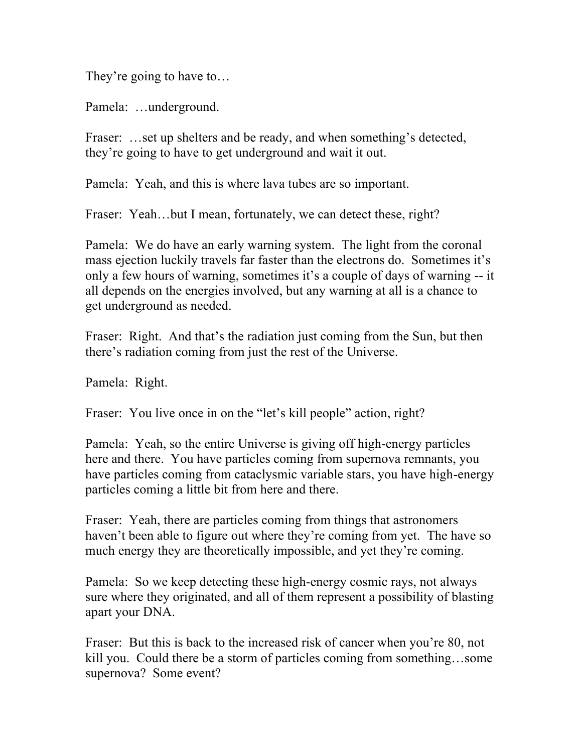They're going to have to…

Pamela: …underground.

Fraser: …set up shelters and be ready, and when something's detected, they're going to have to get underground and wait it out.

Pamela: Yeah, and this is where lava tubes are so important.

Fraser: Yeah…but I mean, fortunately, we can detect these, right?

Pamela: We do have an early warning system. The light from the coronal mass ejection luckily travels far faster than the electrons do. Sometimes it's only a few hours of warning, sometimes it's a couple of days of warning -- it all depends on the energies involved, but any warning at all is a chance to get underground as needed.

Fraser: Right. And that's the radiation just coming from the Sun, but then there's radiation coming from just the rest of the Universe.

Pamela: Right.

Fraser: You live once in on the "let's kill people" action, right?

Pamela: Yeah, so the entire Universe is giving off high-energy particles here and there. You have particles coming from supernova remnants, you have particles coming from cataclysmic variable stars, you have high-energy particles coming a little bit from here and there.

Fraser: Yeah, there are particles coming from things that astronomers haven't been able to figure out where they're coming from yet. The have so much energy they are theoretically impossible, and yet they're coming.

Pamela: So we keep detecting these high-energy cosmic rays, not always sure where they originated, and all of them represent a possibility of blasting apart your DNA.

Fraser: But this is back to the increased risk of cancer when you're 80, not kill you. Could there be a storm of particles coming from something…some supernova? Some event?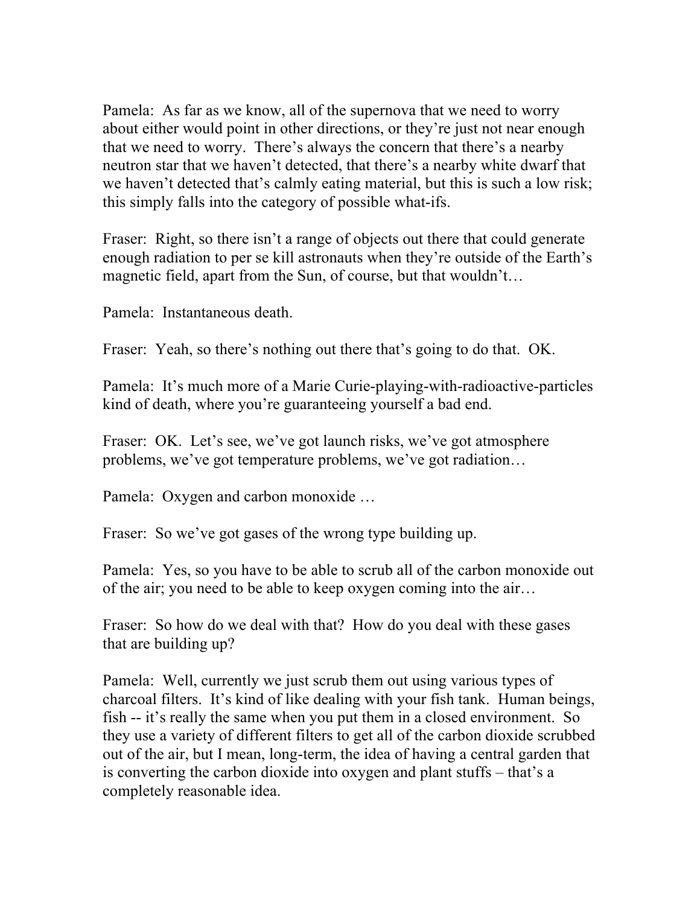Pamela: As far as we know, all of the supernova that we need to worry about either would point in other directions, or they're just not near enough that we need to worry. There's always the concern that there's a nearby neutron star that we haven't detected, that there's a nearby white dwarf that we haven't detected that's calmly eating material, but this is such a low risk; this simply falls into the category of possible what-ifs.

Fraser: Right, so there isn't a range of objects out there that could generate enough radiation to per se kill astronauts when they're outside of the Earth's magnetic field, apart from the Sun, of course, but that wouldn't…

Pamela: Instantaneous death.

Fraser: Yeah, so there's nothing out there that's going to do that. OK.

Pamela: It's much more of a Marie Curie-playing-with-radioactive-particles kind of death, where you're guaranteeing yourself a bad end.

Fraser: OK. Let's see, we've got launch risks, we've got atmosphere problems, we've got temperature problems, we've got radiation…

Pamela: Oxygen and carbon monoxide …

Fraser: So we've got gases of the wrong type building up.

Pamela: Yes, so you have to be able to scrub all of the carbon monoxide out of the air; you need to be able to keep oxygen coming into the air…

Fraser: So how do we deal with that? How do you deal with these gases that are building up?

Pamela: Well, currently we just scrub them out using various types of charcoal filters. It's kind of like dealing with your fish tank. Human beings, fish -- it's really the same when you put them in a closed environment. So they use a variety of different filters to get all of the carbon dioxide scrubbed out of the air, but I mean, long-term, the idea of having a central garden that is converting the carbon dioxide into oxygen and plant stuffs – that's a completely reasonable idea.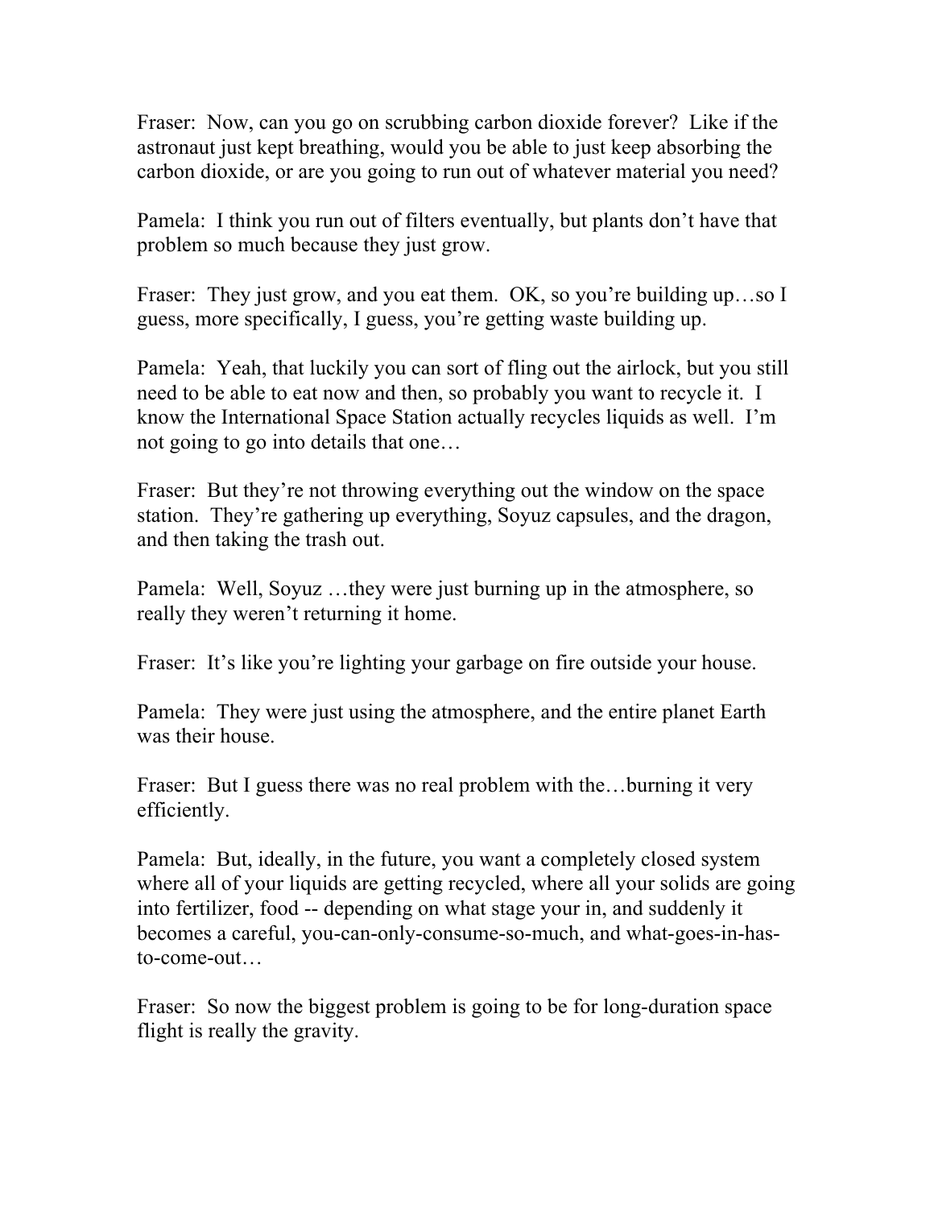Fraser: Now, can you go on scrubbing carbon dioxide forever? Like if the astronaut just kept breathing, would you be able to just keep absorbing the carbon dioxide, or are you going to run out of whatever material you need?

Pamela: I think you run out of filters eventually, but plants don't have that problem so much because they just grow.

Fraser: They just grow, and you eat them. OK, so you're building up…so I guess, more specifically, I guess, you're getting waste building up.

Pamela: Yeah, that luckily you can sort of fling out the airlock, but you still need to be able to eat now and then, so probably you want to recycle it. I know the International Space Station actually recycles liquids as well. I'm not going to go into details that one…

Fraser: But they're not throwing everything out the window on the space station. They're gathering up everything, Soyuz capsules, and the dragon, and then taking the trash out.

Pamela: Well, Soyuz …they were just burning up in the atmosphere, so really they weren't returning it home.

Fraser: It's like you're lighting your garbage on fire outside your house.

Pamela: They were just using the atmosphere, and the entire planet Earth was their house.

Fraser: But I guess there was no real problem with the…burning it very efficiently.

Pamela: But, ideally, in the future, you want a completely closed system where all of your liquids are getting recycled, where all your solids are going into fertilizer, food -- depending on what stage your in, and suddenly it becomes a careful, you-can-only-consume-so-much, and what-goes-in-has-to-come-out…

Fraser: So now the biggest problem is going to be for long-duration space flight is really the gravity.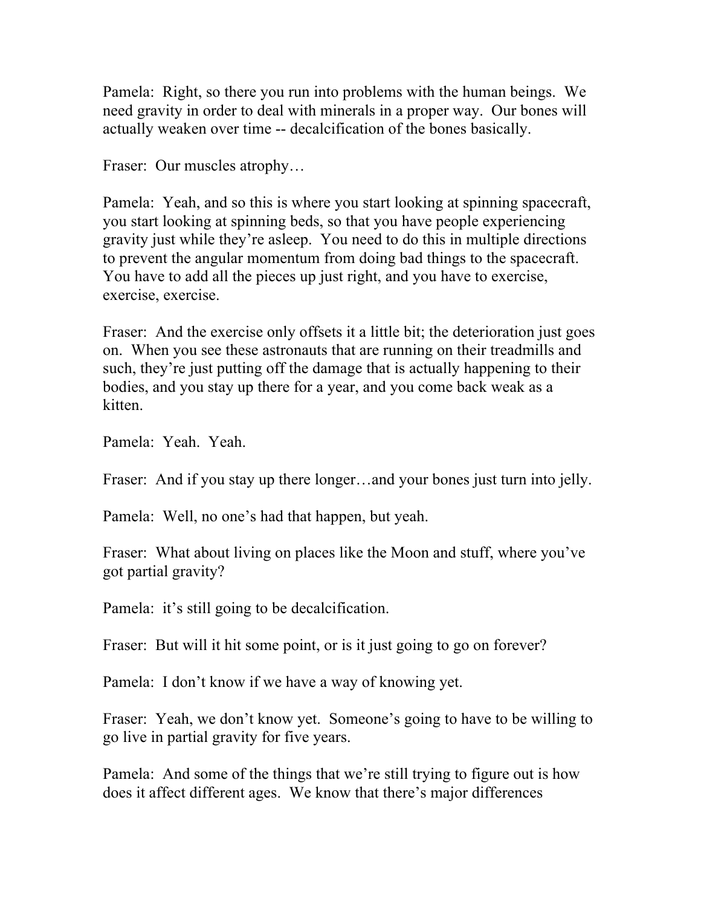Pamela: Right, so there you run into problems with the human beings. We need gravity in order to deal with minerals in a proper way. Our bones will actually weaken over time -- decalcification of the bones basically.

Fraser: Our muscles atrophy…

Pamela: Yeah, and so this is where you start looking at spinning spacecraft, you start looking at spinning beds, so that you have people experiencing gravity just while they're asleep. You need to do this in multiple directions to prevent the angular momentum from doing bad things to the spacecraft. You have to add all the pieces up just right, and you have to exercise, exercise, exercise.

Fraser: And the exercise only offsets it a little bit; the deterioration just goes on. When you see these astronauts that are running on their treadmills and such, they're just putting off the damage that is actually happening to their bodies, and you stay up there for a year, and you come back weak as a kitten.

Pamela: Yeah. Yeah.

Fraser: And if you stay up there longer…and your bones just turn into jelly.

Pamela: Well, no one's had that happen, but yeah.

Fraser: What about living on places like the Moon and stuff, where you've got partial gravity?

Pamela: it's still going to be decalcification.

Fraser: But will it hit some point, or is it just going to go on forever?

Pamela: I don't know if we have a way of knowing yet.

Fraser: Yeah, we don't know yet. Someone's going to have to be willing to go live in partial gravity for five years.

Pamela: And some of the things that we're still trying to figure out is how does it affect different ages. We know that there's major differences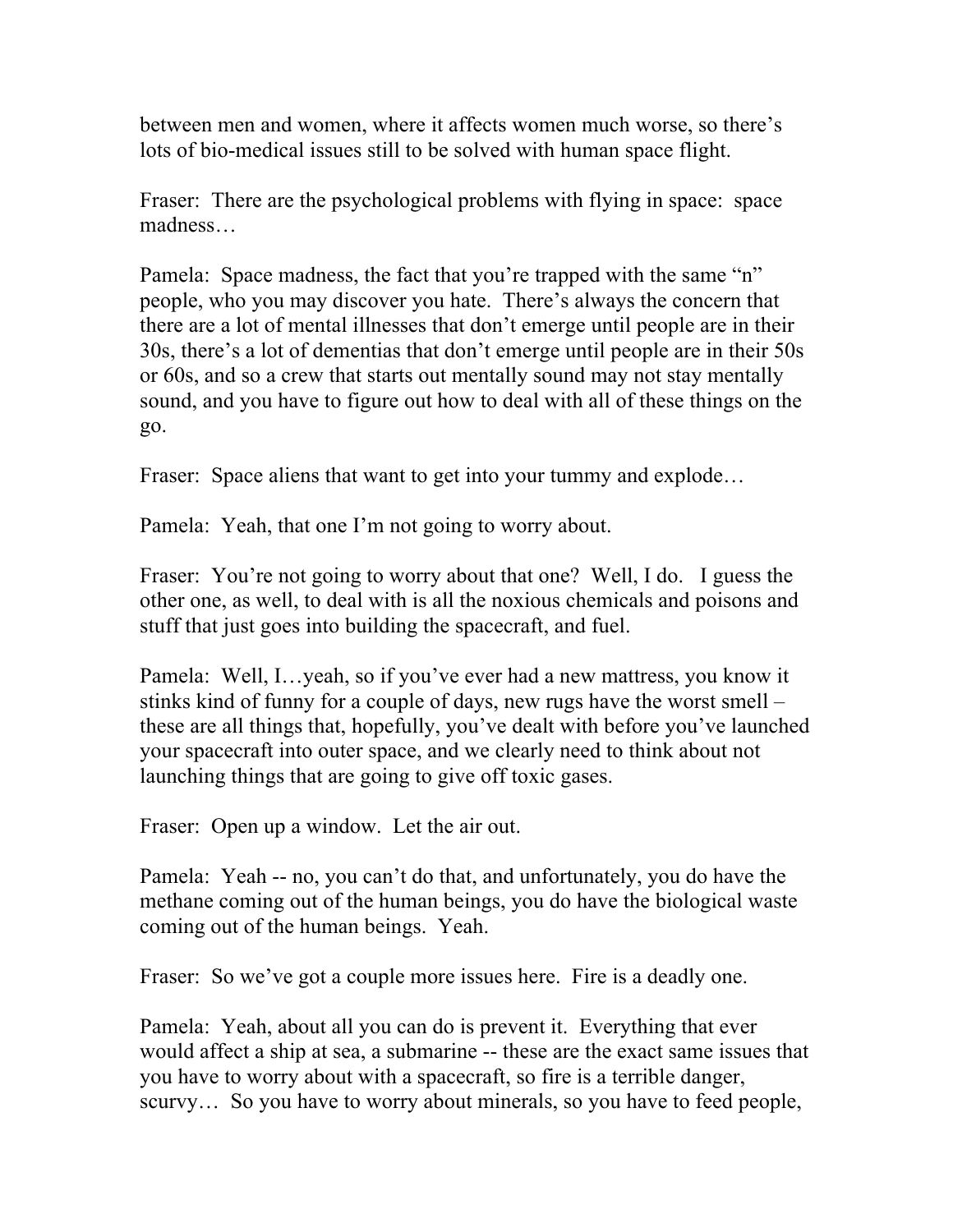between men and women, where it affects women much worse, so there's lots of bio-medical issues still to be solved with human space flight.

Fraser: There are the psychological problems with flying in space: space madness…

Pamela: Space madness, the fact that you're trapped with the same "n" people, who you may discover you hate. There's always the concern that there are a lot of mental illnesses that don't emerge until people are in their 30s, there's a lot of dementias that don't emerge until people are in their 50s or 60s, and so a crew that starts out mentally sound may not stay mentally sound, and you have to figure out how to deal with all of these things on the go.

Fraser: Space aliens that want to get into your tummy and explode…

Pamela: Yeah, that one I'm not going to worry about.

Fraser: You're not going to worry about that one? Well, I do. I guess the other one, as well, to deal with is all the noxious chemicals and poisons and stuff that just goes into building the spacecraft, and fuel.

Pamela: Well, I…yeah, so if you've ever had a new mattress, you know it stinks kind of funny for a couple of days, new rugs have the worst smell – these are all things that, hopefully, you've dealt with before you've launched your spacecraft into outer space, and we clearly need to think about not launching things that are going to give off toxic gases.

Fraser: Open up a window. Let the air out.

Pamela: Yeah -- no, you can't do that, and unfortunately, you do have the methane coming out of the human beings, you do have the biological waste coming out of the human beings. Yeah.

Fraser: So we've got a couple more issues here. Fire is a deadly one.

Pamela: Yeah, about all you can do is prevent it. Everything that ever would affect a ship at sea, a submarine -- these are the exact same issues that you have to worry about with a spacecraft, so fire is a terrible danger, scurvy… So you have to worry about minerals, so you have to feed people,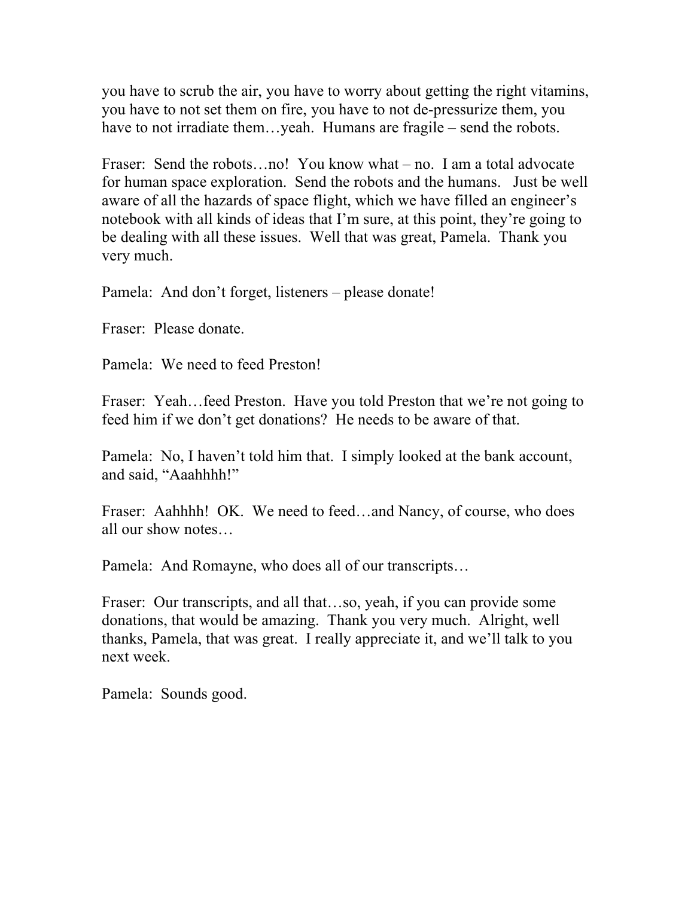you have to scrub the air, you have to worry about getting the right vitamins, you have to not set them on fire, you have to not de-pressurize them, you have to not irradiate them…yeah. Humans are fragile – send the robots.

Fraser: Send the robots…no! You know what – no. I am a total advocate for human space exploration. Send the robots and the humans. Just be well aware of all the hazards of space flight, which we have filled an engineer's notebook with all kinds of ideas that I'm sure, at this point, they're going to be dealing with all these issues. Well that was great, Pamela. Thank you very much.

Pamela: And don't forget, listeners – please donate!

Fraser: Please donate.

Pamela: We need to feed Preston!

Fraser: Yeah…feed Preston. Have you told Preston that we're not going to feed him if we don't get donations? He needs to be aware of that.

Pamela: No, I haven't told him that. I simply looked at the bank account, and said, "Aaahhhh!"

Fraser: Aahhhh! OK. We need to feed…and Nancy, of course, who does all our show notes…

Pamela: And Romayne, who does all of our transcripts…

Fraser: Our transcripts, and all that…so, yeah, if you can provide some donations, that would be amazing. Thank you very much. Alright, well thanks, Pamela, that was great. I really appreciate it, and we'll talk to you next week.

Pamela: Sounds good.